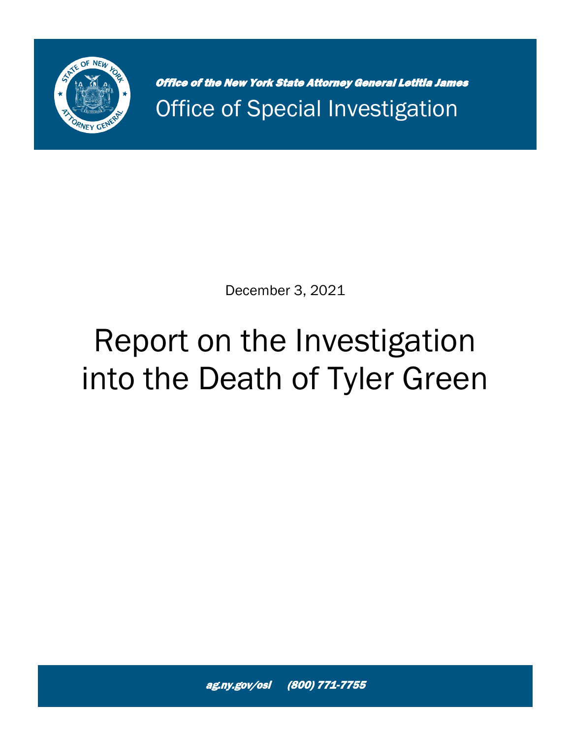*Office of the New York State Attorney General Letitia James*

Office of Special Investigation

December 3, 2021

# Report on the Investigation into the Death of Tyler Green

*ag.ny.gov/osi (800) 771-7755*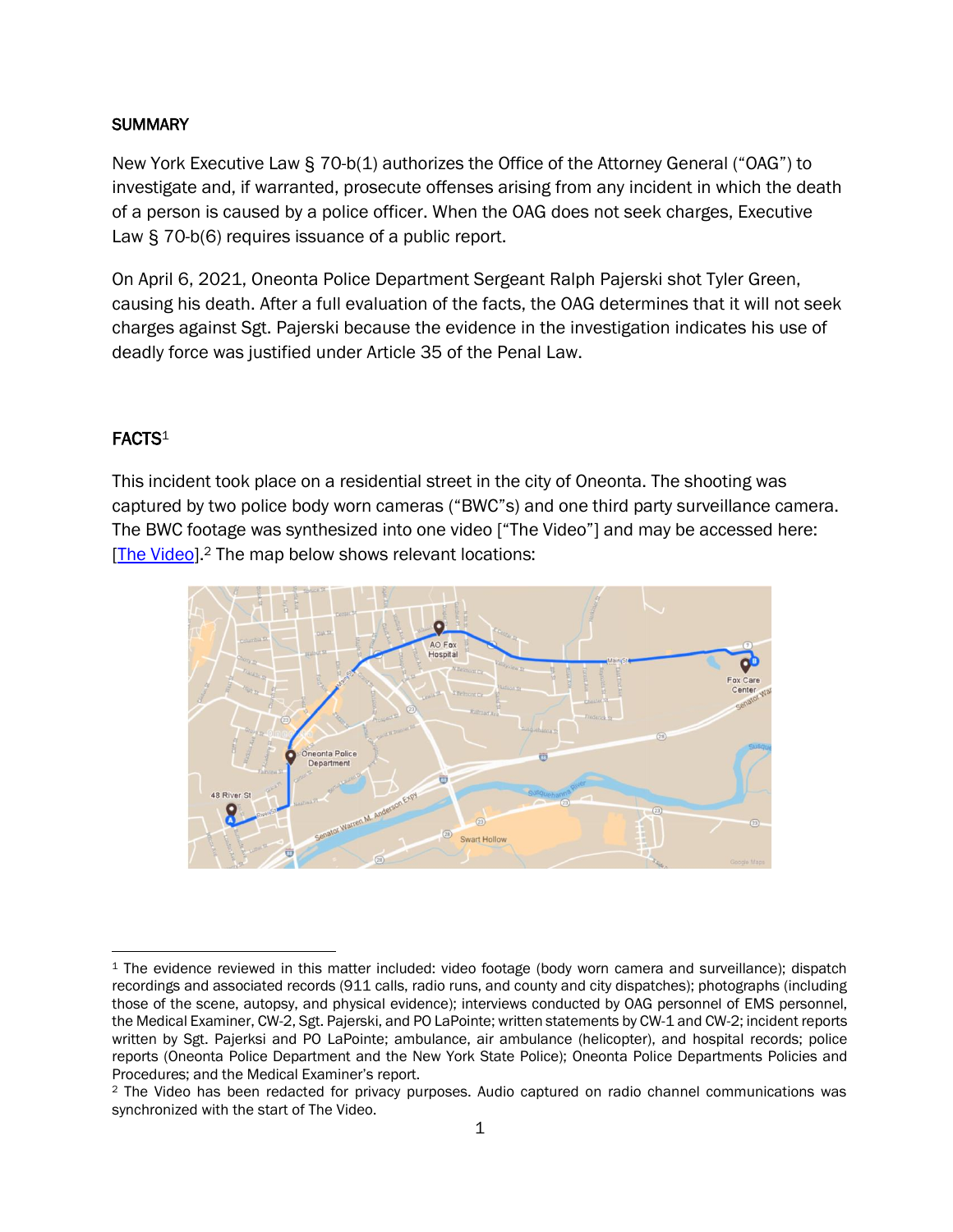## SUMMARY

New York Executive Law § 70-b(1) authorizes the Office of the Attorney General ("OAG") to investigate and, if warranted, prosecute offenses arising from any incident in which the death of a person is caused by a police officer. When the OAG does not seek charges, Executive Law § 70-b(6) requires issuance of a public report.

On April 6, 2021, Oneonta Police Department Sergeant Ralph Pajerski shot Tyler Green, causing his death. After a full evaluation of the facts, the OAG determines that it will not seek charges against Sgt. Pajerski because the evidence in the investigation indicates his use of deadly force was justified under Article 35 of the Penal Law.

## FACTS[1]

This incident took place on a residential street in the city of Oneonta. The shooting was captured by two police body worn cameras ("BWC"s) and one third party surveillance camera. The BWC footage was synthesized into one video ["The Video"] and may be accessed here: [The Video].[2] The map below shows relevant locations:

---

[1] The evidence reviewed in this matter included: video footage (body worn camera and surveillance); dispatch recordings and associated records (911 calls, radio runs, and county and city dispatches); photographs (including those of the scene, autopsy, and physical evidence); interviews conducted by OAG personnel of EMS personnel, the Medical Examiner, CW-2, Sgt. Pajerski, and PO LaPointe; written statements by CW-1 and CW-2; incident reports written by Sgt. Pajerksi and PO LaPointe; ambulance, air ambulance (helicopter), and hospital records; police reports (Oneonta Police Department and the New York State Police); Oneonta Police Departments Policies and Procedures; and the Medical Examiner's report.

[2] The Video has been redacted for privacy purposes. Audio captured on radio channel communications was synchronized with the start of The Video.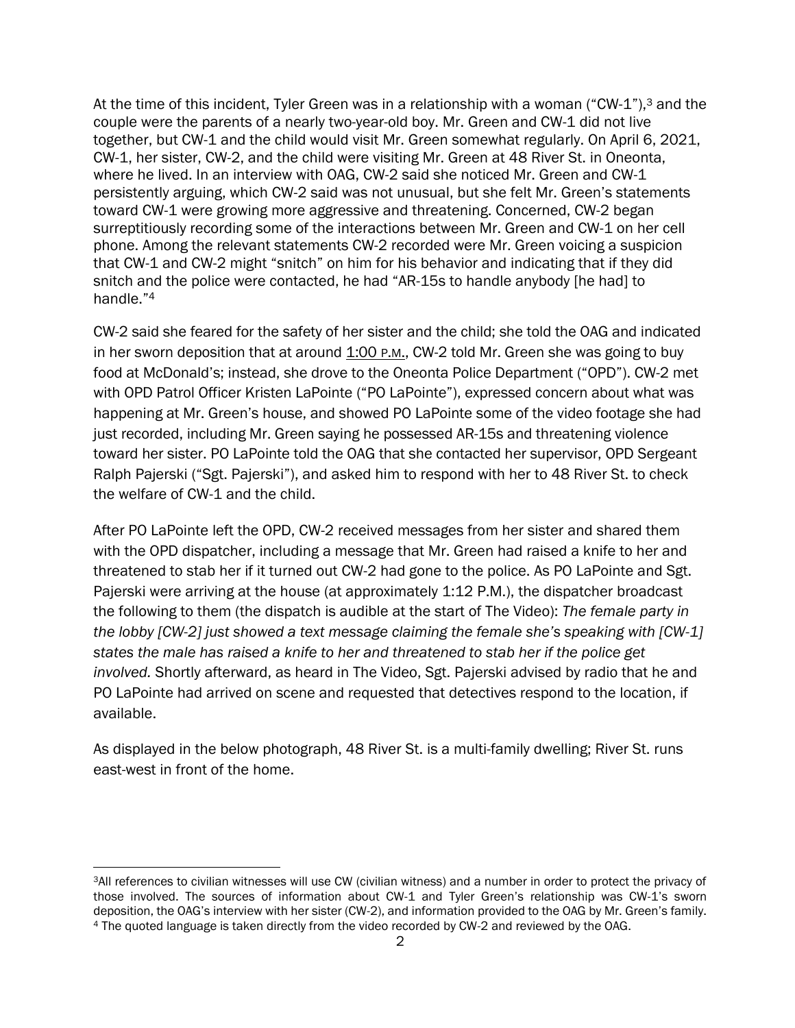At the time of this incident, Tyler Green was in a relationship with a woman ("CW-1"),[3] and the couple were the parents of a nearly two-year-old boy. Mr. Green and CW-1 did not live together, but CW-1 and the child would visit Mr. Green somewhat regularly. On April 6, 2021, CW-1, her sister, CW-2, and the child were visiting Mr. Green at 48 River St. in Oneonta, where he lived. In an interview with OAG, CW-2 said she noticed Mr. Green and CW-1 persistently arguing, which CW-2 said was not unusual, but she felt Mr. Green's statements toward CW-1 were growing more aggressive and threatening. Concerned, CW-2 began surreptitiously recording some of the interactions between Mr. Green and CW-1 on her cell phone. Among the relevant statements CW-2 recorded were Mr. Green voicing a suspicion that CW-1 and CW-2 might "snitch" on him for his behavior and indicating that if they did snitch and the police were contacted, he had "AR-15s to handle anybody [he had] to handle."[4]

CW-2 said she feared for the safety of her sister and the child; she told the OAG and indicated in her sworn deposition that at around 1:00 P.M., CW-2 told Mr. Green she was going to buy food at McDonald's; instead, she drove to the Oneonta Police Department ("OPD"). CW-2 met with OPD Patrol Officer Kristen LaPointe ("PO LaPointe"), expressed concern about what was happening at Mr. Green's house, and showed PO LaPointe some of the video footage she had just recorded, including Mr. Green saying he possessed AR-15s and threatening violence toward her sister. PO LaPointe told the OAG that she contacted her supervisor, OPD Sergeant Ralph Pajerski ("Sgt. Pajerski"), and asked him to respond with her to 48 River St. to check the welfare of CW-1 and the child.

After PO LaPointe left the OPD, CW-2 received messages from her sister and shared them with the OPD dispatcher, including a message that Mr. Green had raised a knife to her and threatened to stab her if it turned out CW-2 had gone to the police. As PO LaPointe and Sgt. Pajerski were arriving at the house (at approximately 1:12 P.M.), the dispatcher broadcast the following to them (the dispatch is audible at the start of The Video): *The female party in the lobby [CW-2] just showed a text message claiming the female she's speaking with [CW-1] states the male has raised a knife to her and threatened to stab her if the police get involved.* Shortly afterward, as heard in The Video, Sgt. Pajerski advised by radio that he and PO LaPointe had arrived on scene and requested that detectives respond to the location, if available.

As displayed in the below photograph, 48 River St. is a multi-family dwelling; River St. runs east-west in front of the home.

---

[3] All references to civilian witnesses will use CW (civilian witness) and a number in order to protect the privacy of those involved. The sources of information about CW-1 and Tyler Green's relationship was CW-1's sworn deposition, the OAG's interview with her sister (CW-2), and information provided to the OAG by Mr. Green's family.

[4] The quoted language is taken directly from the video recorded by CW-2 and reviewed by the OAG.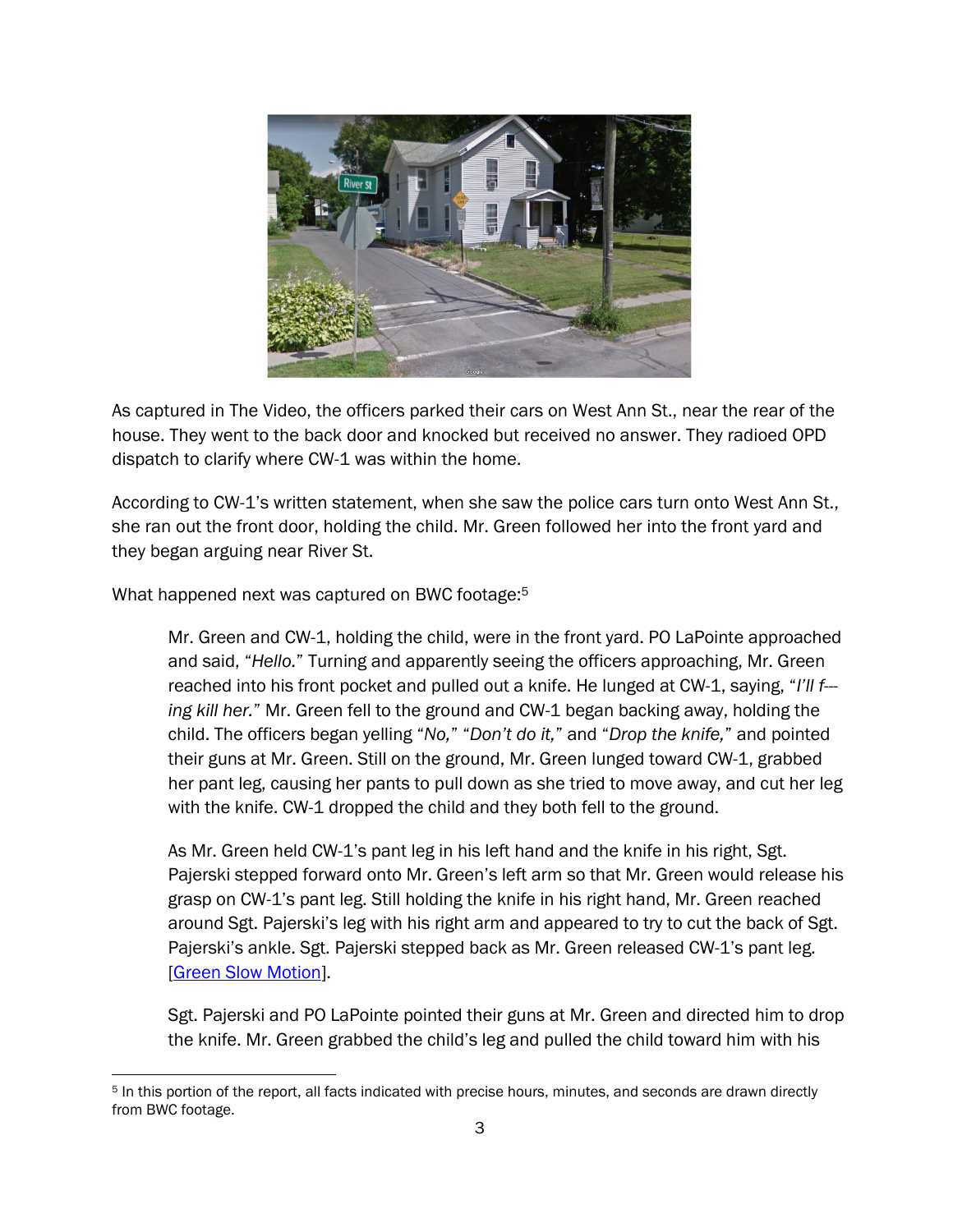As captured in The Video, the officers parked their cars on West Ann St., near the rear of the house. They went to the back door and knocked but received no answer. They radioed OPD dispatch to clarify where CW-1 was within the home.

According to CW-1's written statement, when she saw the police cars turn onto West Ann St., she ran out the front door, holding the child. Mr. Green followed her into the front yard and they began arguing near River St.

What happened next was captured on BWC footage:[5]

> Mr. Green and CW-1, holding the child, were in the front yard. PO LaPointe approached and said, "*Hello.*" Turning and apparently seeing the officers approaching, Mr. Green reached into his front pocket and pulled out a knife. He lunged at CW-1, saying, "*I'll f---ing kill her.*" Mr. Green fell to the ground and CW-1 began backing away, holding the child. The officers began yelling "*No,*" "*Don't do it,*" and "*Drop the knife,*" and pointed their guns at Mr. Green. Still on the ground, Mr. Green lunged toward CW-1, grabbed her pant leg, causing her pants to pull down as she tried to move away, and cut her leg with the knife. CW-1 dropped the child and they both fell to the ground.
>
> As Mr. Green held CW-1's pant leg in his left hand and the knife in his right, Sgt. Pajerski stepped forward onto Mr. Green's left arm so that Mr. Green would release his grasp on CW-1's pant leg. Still holding the knife in his right hand, Mr. Green reached around Sgt. Pajerski's leg with his right arm and appeared to try to cut the back of Sgt. Pajerski's ankle. Sgt. Pajerski stepped back as Mr. Green released CW-1's pant leg. [Green Slow Motion].
>
> Sgt. Pajerski and PO LaPointe pointed their guns at Mr. Green and directed him to drop the knife. Mr. Green grabbed the child's leg and pulled the child toward him with his

[5] In this portion of the report, all facts indicated with precise hours, minutes, and seconds are drawn directly from BWC footage.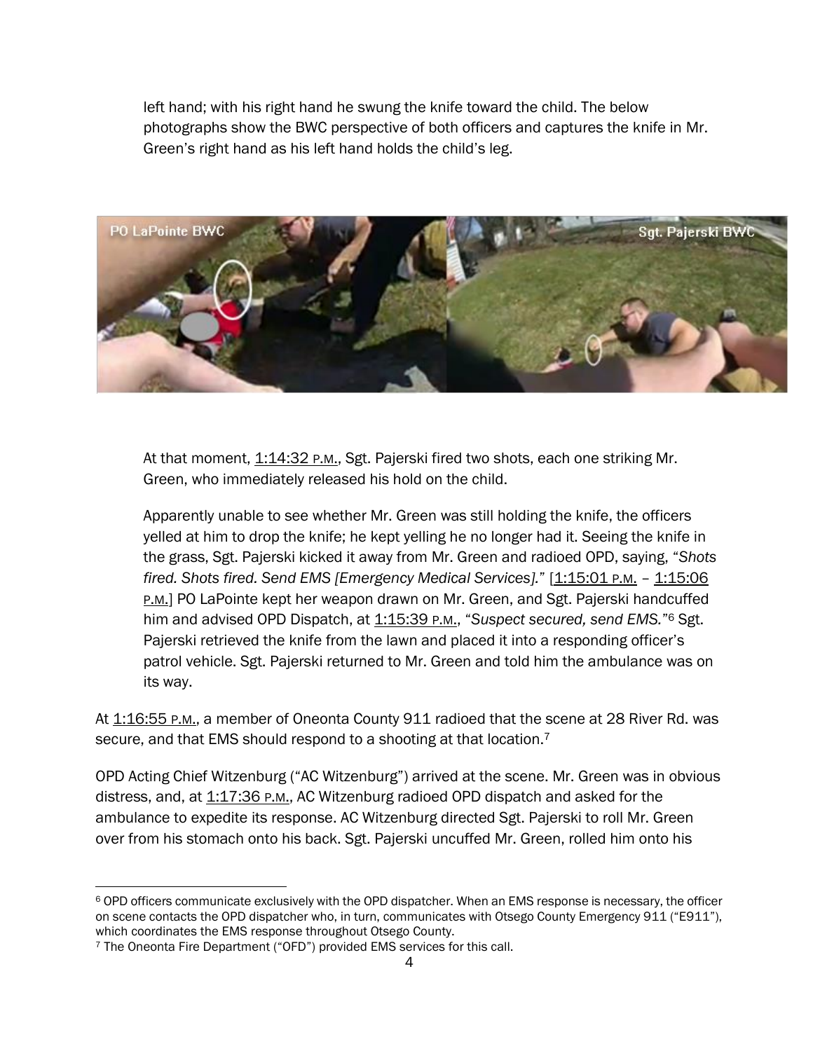left hand; with his right hand he swung the knife toward the child. The below photographs show the BWC perspective of both officers and captures the knife in Mr. Green's right hand as his left hand holds the child's leg.

At that moment, 1:14:32 P.M., Sgt. Pajerski fired two shots, each one striking Mr. Green, who immediately released his hold on the child.

Apparently unable to see whether Mr. Green was still holding the knife, the officers yelled at him to drop the knife; he kept yelling he no longer had it. Seeing the knife in the grass, Sgt. Pajerski kicked it away from Mr. Green and radioed OPD, saying, "*Shots fired. Shots fired. Send EMS [Emergency Medical Services].*" [1:15:01 P.M. – 1:15:06 P.M.] PO LaPointe kept her weapon drawn on Mr. Green, and Sgt. Pajerski handcuffed him and advised OPD Dispatch, at 1:15:39 P.M., "*Suspect secured, send EMS.*"[6] Sgt. Pajerski retrieved the knife from the lawn and placed it into a responding officer's patrol vehicle. Sgt. Pajerski returned to Mr. Green and told him the ambulance was on its way.

At 1:16:55 P.M., a member of Oneonta County 911 radioed that the scene at 28 River Rd. was secure, and that EMS should respond to a shooting at that location.[7]

OPD Acting Chief Witzenburg ("AC Witzenburg") arrived at the scene. Mr. Green was in obvious distress, and, at 1:17:36 P.M., AC Witzenburg radioed OPD dispatch and asked for the ambulance to expedite its response. AC Witzenburg directed Sgt. Pajerski to roll Mr. Green over from his stomach onto his back. Sgt. Pajerski uncuffed Mr. Green, rolled him onto his

---

[6] OPD officers communicate exclusively with the OPD dispatcher. When an EMS response is necessary, the officer on scene contacts the OPD dispatcher who, in turn, communicates with Otsego County Emergency 911 ("E911"), which coordinates the EMS response throughout Otsego County.

[7] The Oneonta Fire Department ("OFD") provided EMS services for this call.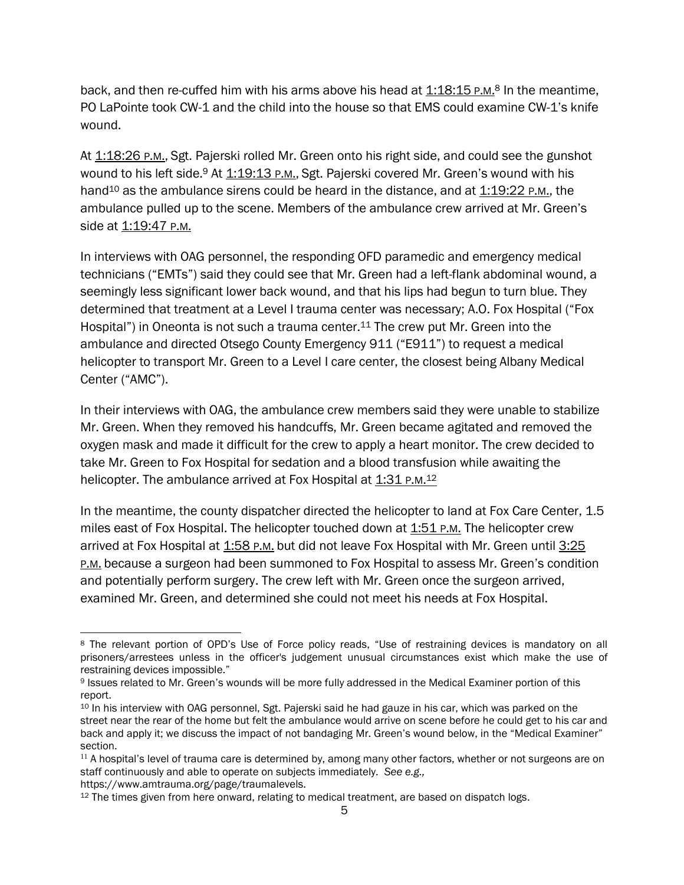back, and then re-cuffed him with his arms above his head at 1:18:15 P.M.[8] In the meantime, PO LaPointe took CW-1 and the child into the house so that EMS could examine CW-1's knife wound.

At 1:18:26 P.M., Sgt. Pajerski rolled Mr. Green onto his right side, and could see the gunshot wound to his left side.[9] At 1:19:13 P.M., Sgt. Pajerski covered Mr. Green's wound with his hand[10] as the ambulance sirens could be heard in the distance, and at 1:19:22 P.M., the ambulance pulled up to the scene. Members of the ambulance crew arrived at Mr. Green's side at 1:19:47 P.M.

In interviews with OAG personnel, the responding OFD paramedic and emergency medical technicians ("EMTs") said they could see that Mr. Green had a left-flank abdominal wound, a seemingly less significant lower back wound, and that his lips had begun to turn blue. They determined that treatment at a Level I trauma center was necessary; A.O. Fox Hospital ("Fox Hospital") in Oneonta is not such a trauma center.[11] The crew put Mr. Green into the ambulance and directed Otsego County Emergency 911 ("E911") to request a medical helicopter to transport Mr. Green to a Level I care center, the closest being Albany Medical Center ("AMC").

In their interviews with OAG, the ambulance crew members said they were unable to stabilize Mr. Green. When they removed his handcuffs, Mr. Green became agitated and removed the oxygen mask and made it difficult for the crew to apply a heart monitor. The crew decided to take Mr. Green to Fox Hospital for sedation and a blood transfusion while awaiting the helicopter. The ambulance arrived at Fox Hospital at 1:31 P.M.[12]

In the meantime, the county dispatcher directed the helicopter to land at Fox Care Center, 1.5 miles east of Fox Hospital. The helicopter touched down at 1:51 P.M. The helicopter crew arrived at Fox Hospital at 1:58 P.M. but did not leave Fox Hospital with Mr. Green until 3:25 P.M. because a surgeon had been summoned to Fox Hospital to assess Mr. Green's condition and potentially perform surgery. The crew left with Mr. Green once the surgeon arrived, examined Mr. Green, and determined she could not meet his needs at Fox Hospital.

---

[8] The relevant portion of OPD's Use of Force policy reads, "Use of restraining devices is mandatory on all prisoners/arrestees unless in the officer's judgement unusual circumstances exist which make the use of restraining devices impossible."

[9] Issues related to Mr. Green's wounds will be more fully addressed in the Medical Examiner portion of this report.

[10] In his interview with OAG personnel, Sgt. Pajerski said he had gauze in his car, which was parked on the street near the rear of the home but felt the ambulance would arrive on scene before he could get to his car and back and apply it; we discuss the impact of not bandaging Mr. Green's wound below, in the "Medical Examiner" section.

[11] A hospital's level of trauma care is determined by, among many other factors, whether or not surgeons are on staff continuously and able to operate on subjects immediately. *See e.g.,* https://www.amtrauma.org/page/traumalevels.

[12] The times given from here onward, relating to medical treatment, are based on dispatch logs.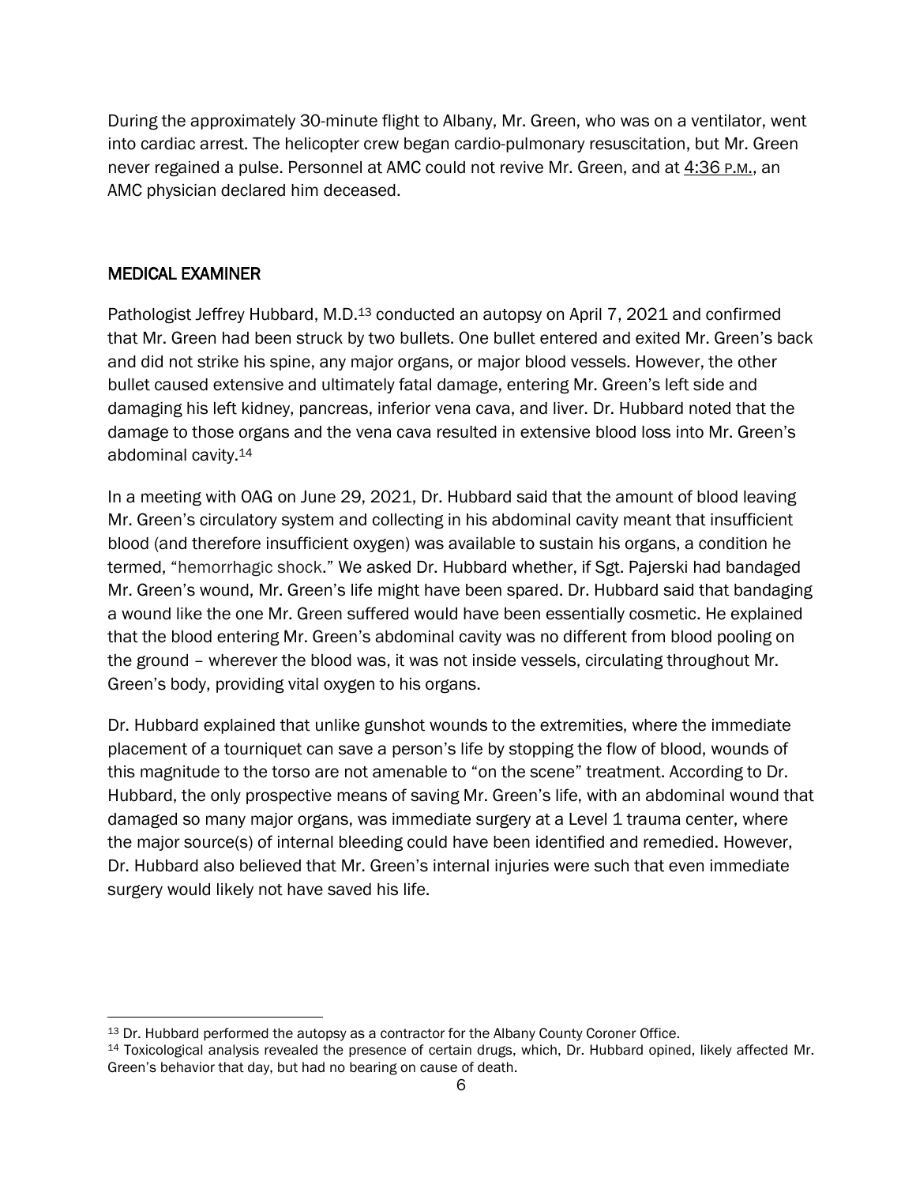During the approximately 30-minute flight to Albany, Mr. Green, who was on a ventilator, went into cardiac arrest. The helicopter crew began cardio-pulmonary resuscitation, but Mr. Green never regained a pulse. Personnel at AMC could not revive Mr. Green, and at 4:36 P.M., an AMC physician declared him deceased.

## MEDICAL EXAMINER

Pathologist Jeffrey Hubbard, M.D.[13] conducted an autopsy on April 7, 2021 and confirmed that Mr. Green had been struck by two bullets. One bullet entered and exited Mr. Green's back and did not strike his spine, any major organs, or major blood vessels. However, the other bullet caused extensive and ultimately fatal damage, entering Mr. Green's left side and damaging his left kidney, pancreas, inferior vena cava, and liver. Dr. Hubbard noted that the damage to those organs and the vena cava resulted in extensive blood loss into Mr. Green's abdominal cavity.[14]

In a meeting with OAG on June 29, 2021, Dr. Hubbard said that the amount of blood leaving Mr. Green's circulatory system and collecting in his abdominal cavity meant that insufficient blood (and therefore insufficient oxygen) was available to sustain his organs, a condition he termed, "hemorrhagic shock." We asked Dr. Hubbard whether, if Sgt. Pajerski had bandaged Mr. Green's wound, Mr. Green's life might have been spared. Dr. Hubbard said that bandaging a wound like the one Mr. Green suffered would have been essentially cosmetic. He explained that the blood entering Mr. Green's abdominal cavity was no different from blood pooling on the ground – wherever the blood was, it was not inside vessels, circulating throughout Mr. Green's body, providing vital oxygen to his organs.

Dr. Hubbard explained that unlike gunshot wounds to the extremities, where the immediate placement of a tourniquet can save a person's life by stopping the flow of blood, wounds of this magnitude to the torso are not amenable to "on the scene" treatment. According to Dr. Hubbard, the only prospective means of saving Mr. Green's life, with an abdominal wound that damaged so many major organs, was immediate surgery at a Level 1 trauma center, where the major source(s) of internal bleeding could have been identified and remedied. However, Dr. Hubbard also believed that Mr. Green's internal injuries were such that even immediate surgery would likely not have saved his life.

---

[13] Dr. Hubbard performed the autopsy as a contractor for the Albany County Coroner Office.

[14] Toxicological analysis revealed the presence of certain drugs, which, Dr. Hubbard opined, likely affected Mr. Green's behavior that day, but had no bearing on cause of death.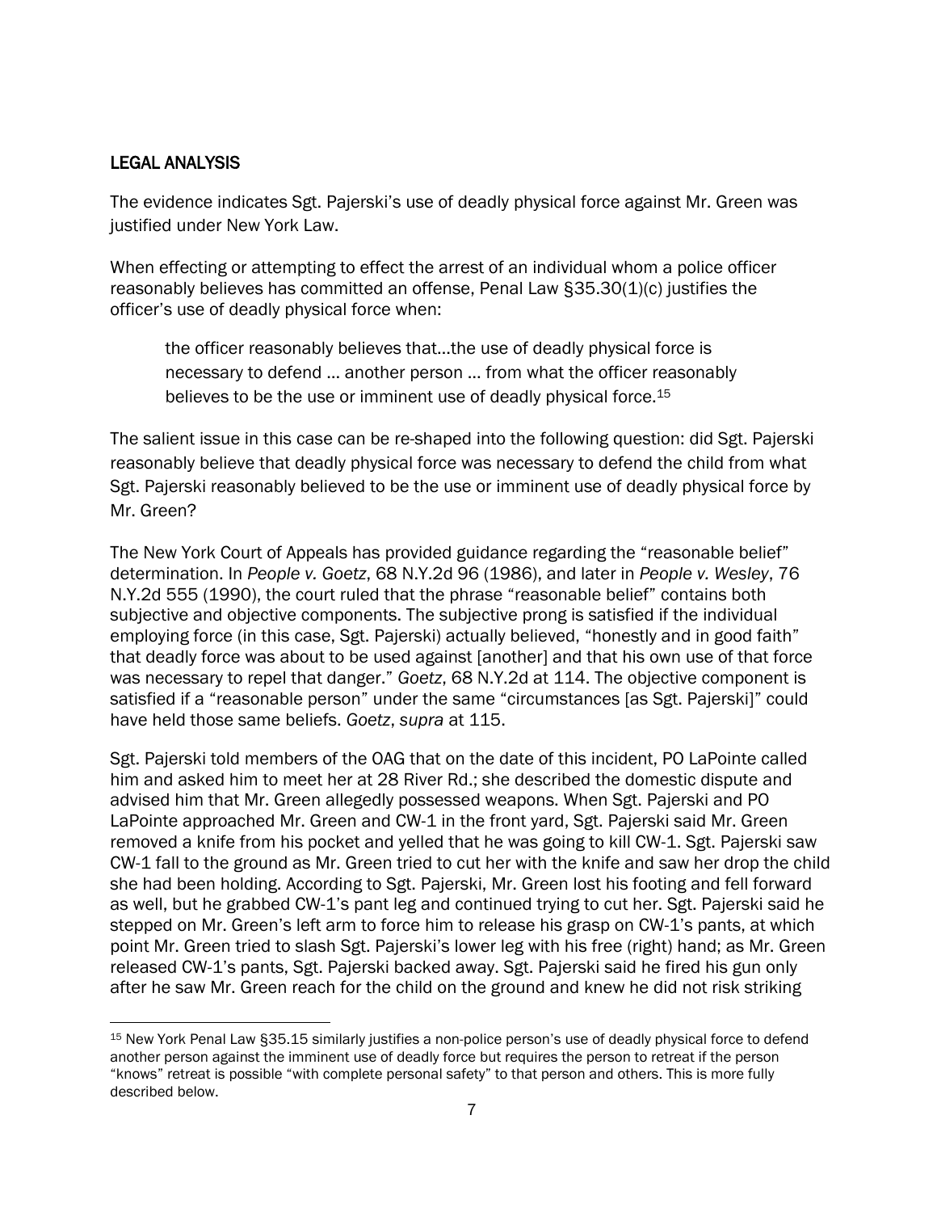## LEGAL ANALYSIS

The evidence indicates Sgt. Pajerski's use of deadly physical force against Mr. Green was justified under New York Law.

When effecting or attempting to effect the arrest of an individual whom a police officer reasonably believes has committed an offense, Penal Law §35.30(1)(c) justifies the officer's use of deadly physical force when:

> the officer reasonably believes that…the use of deadly physical force is necessary to defend … another person … from what the officer reasonably believes to be the use or imminent use of deadly physical force.[15]

The salient issue in this case can be re-shaped into the following question: did Sgt. Pajerski reasonably believe that deadly physical force was necessary to defend the child from what Sgt. Pajerski reasonably believed to be the use or imminent use of deadly physical force by Mr. Green?

The New York Court of Appeals has provided guidance regarding the "reasonable belief" determination. In *People v. Goetz*, 68 N.Y.2d 96 (1986), and later in *People v. Wesley*, 76 N.Y.2d 555 (1990), the court ruled that the phrase "reasonable belief" contains both subjective and objective components. The subjective prong is satisfied if the individual employing force (in this case, Sgt. Pajerski) actually believed, "honestly and in good faith" that deadly force was about to be used against [another] and that his own use of that force was necessary to repel that danger." *Goetz*, 68 N.Y.2d at 114. The objective component is satisfied if a "reasonable person" under the same "circumstances [as Sgt. Pajerski]" could have held those same beliefs. *Goetz*, *supra* at 115.

Sgt. Pajerski told members of the OAG that on the date of this incident, PO LaPointe called him and asked him to meet her at 28 River Rd.; she described the domestic dispute and advised him that Mr. Green allegedly possessed weapons. When Sgt. Pajerski and PO LaPointe approached Mr. Green and CW-1 in the front yard, Sgt. Pajerski said Mr. Green removed a knife from his pocket and yelled that he was going to kill CW-1. Sgt. Pajerski saw CW-1 fall to the ground as Mr. Green tried to cut her with the knife and saw her drop the child she had been holding. According to Sgt. Pajerski, Mr. Green lost his footing and fell forward as well, but he grabbed CW-1's pant leg and continued trying to cut her. Sgt. Pajerski said he stepped on Mr. Green's left arm to force him to release his grasp on CW-1's pants, at which point Mr. Green tried to slash Sgt. Pajerski's lower leg with his free (right) hand; as Mr. Green released CW-1's pants, Sgt. Pajerski backed away. Sgt. Pajerski said he fired his gun only after he saw Mr. Green reach for the child on the ground and knew he did not risk striking

---

[15] New York Penal Law §35.15 similarly justifies a non-police person's use of deadly physical force to defend another person against the imminent use of deadly force but requires the person to retreat if the person "knows" retreat is possible "with complete personal safety" to that person and others. This is more fully described below.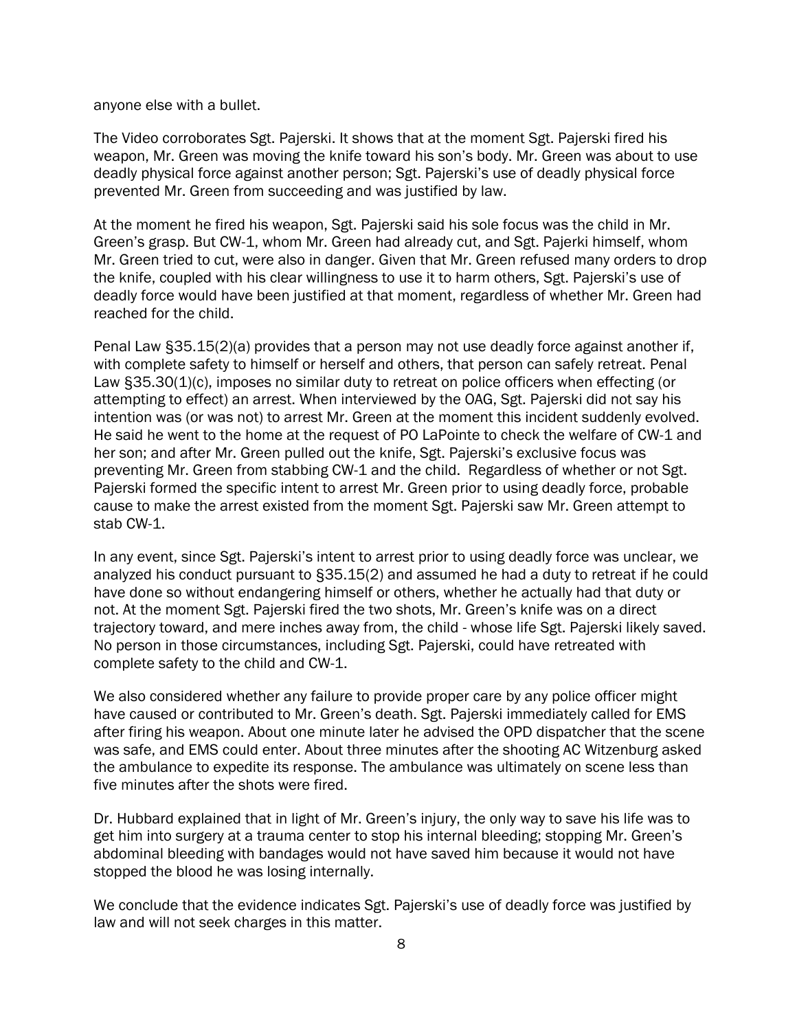anyone else with a bullet.

The Video corroborates Sgt. Pajerski. It shows that at the moment Sgt. Pajerski fired his weapon, Mr. Green was moving the knife toward his son's body. Mr. Green was about to use deadly physical force against another person; Sgt. Pajerski's use of deadly physical force prevented Mr. Green from succeeding and was justified by law.

At the moment he fired his weapon, Sgt. Pajerski said his sole focus was the child in Mr. Green's grasp. But CW-1, whom Mr. Green had already cut, and Sgt. Pajerki himself, whom Mr. Green tried to cut, were also in danger. Given that Mr. Green refused many orders to drop the knife, coupled with his clear willingness to use it to harm others, Sgt. Pajerski's use of deadly force would have been justified at that moment, regardless of whether Mr. Green had reached for the child.

Penal Law §35.15(2)(a) provides that a person may not use deadly force against another if, with complete safety to himself or herself and others, that person can safely retreat. Penal Law §35.30(1)(c), imposes no similar duty to retreat on police officers when effecting (or attempting to effect) an arrest. When interviewed by the OAG, Sgt. Pajerski did not say his intention was (or was not) to arrest Mr. Green at the moment this incident suddenly evolved. He said he went to the home at the request of PO LaPointe to check the welfare of CW-1 and her son; and after Mr. Green pulled out the knife, Sgt. Pajerski's exclusive focus was preventing Mr. Green from stabbing CW-1 and the child. Regardless of whether or not Sgt. Pajerski formed the specific intent to arrest Mr. Green prior to using deadly force, probable cause to make the arrest existed from the moment Sgt. Pajerski saw Mr. Green attempt to stab CW-1.

In any event, since Sgt. Pajerski's intent to arrest prior to using deadly force was unclear, we analyzed his conduct pursuant to §35.15(2) and assumed he had a duty to retreat if he could have done so without endangering himself or others, whether he actually had that duty or not. At the moment Sgt. Pajerski fired the two shots, Mr. Green's knife was on a direct trajectory toward, and mere inches away from, the child - whose life Sgt. Pajerski likely saved. No person in those circumstances, including Sgt. Pajerski, could have retreated with complete safety to the child and CW-1.

We also considered whether any failure to provide proper care by any police officer might have caused or contributed to Mr. Green's death. Sgt. Pajerski immediately called for EMS after firing his weapon. About one minute later he advised the OPD dispatcher that the scene was safe, and EMS could enter. About three minutes after the shooting AC Witzenburg asked the ambulance to expedite its response. The ambulance was ultimately on scene less than five minutes after the shots were fired.

Dr. Hubbard explained that in light of Mr. Green's injury, the only way to save his life was to get him into surgery at a trauma center to stop his internal bleeding; stopping Mr. Green's abdominal bleeding with bandages would not have saved him because it would not have stopped the blood he was losing internally.

We conclude that the evidence indicates Sgt. Pajerski's use of deadly force was justified by law and will not seek charges in this matter.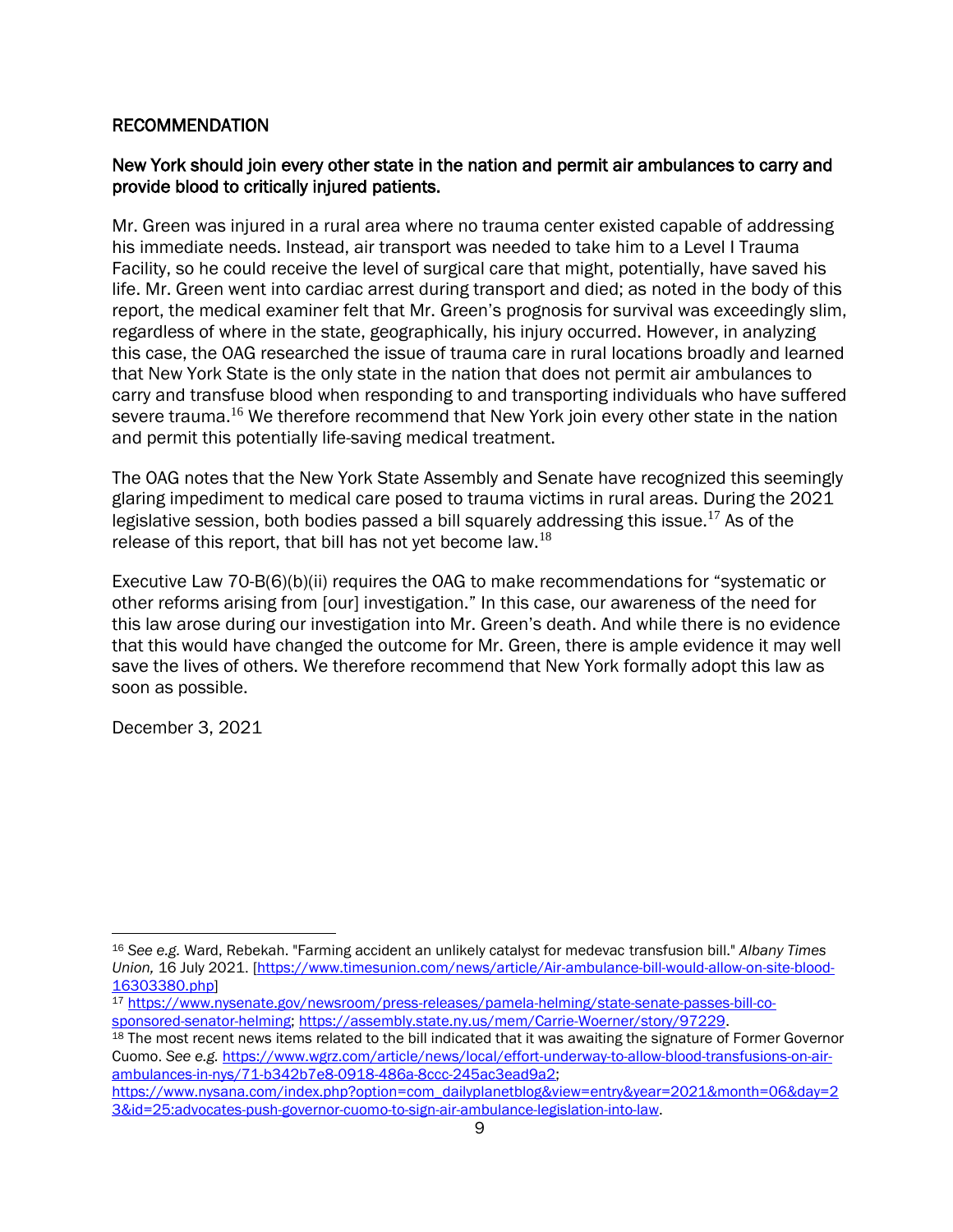## RECOMMENDATION

**New York should join every other state in the nation and permit air ambulances to carry and provide blood to critically injured patients.**

Mr. Green was injured in a rural area where no trauma center existed capable of addressing his immediate needs. Instead, air transport was needed to take him to a Level I Trauma Facility, so he could receive the level of surgical care that might, potentially, have saved his life. Mr. Green went into cardiac arrest during transport and died; as noted in the body of this report, the medical examiner felt that Mr. Green's prognosis for survival was exceedingly slim, regardless of where in the state, geographically, his injury occurred. However, in analyzing this case, the OAG researched the issue of trauma care in rural locations broadly and learned that New York State is the only state in the nation that does not permit air ambulances to carry and transfuse blood when responding to and transporting individuals who have suffered severe trauma.[16] We therefore recommend that New York join every other state in the nation and permit this potentially life-saving medical treatment.

The OAG notes that the New York State Assembly and Senate have recognized this seemingly glaring impediment to medical care posed to trauma victims in rural areas. During the 2021 legislative session, both bodies passed a bill squarely addressing this issue.[17] As of the release of this report, that bill has not yet become law.[18]

Executive Law 70-B(6)(b)(ii) requires the OAG to make recommendations for "systematic or other reforms arising from [our] investigation." In this case, our awareness of the need for this law arose during our investigation into Mr. Green's death. And while there is no evidence that this would have changed the outcome for Mr. Green, there is ample evidence it may well save the lives of others. We therefore recommend that New York formally adopt this law as soon as possible.

December 3, 2021

---

[16] *See e.g.* Ward, Rebekah. "Farming accident an unlikely catalyst for medevac transfusion bill." *Albany Times Union,* 16 July 2021. [https://www.timesunion.com/news/article/Air-ambulance-bill-would-allow-on-site-blood-16303380.php]

[17] https://www.nysenate.gov/newsroom/press-releases/pamela-helming/state-senate-passes-bill-co-sponsored-senator-helming; https://assembly.state.ny.us/mem/Carrie-Woerner/story/97229.

[18] The most recent news items related to the bill indicated that it was awaiting the signature of Former Governor Cuomo. *See e.g.* https://www.wgrz.com/article/news/local/effort-underway-to-allow-blood-transfusions-on-air-ambulances-in-nys/71-b342b7e8-0918-486a-8ccc-245ac3ead9a2; https://www.nysana.com/index.php?option=com_dailyplanetblog&view=entry&year=2021&month=06&day=23&id=25:advocates-push-governor-cuomo-to-sign-air-ambulance-legislation-into-law.